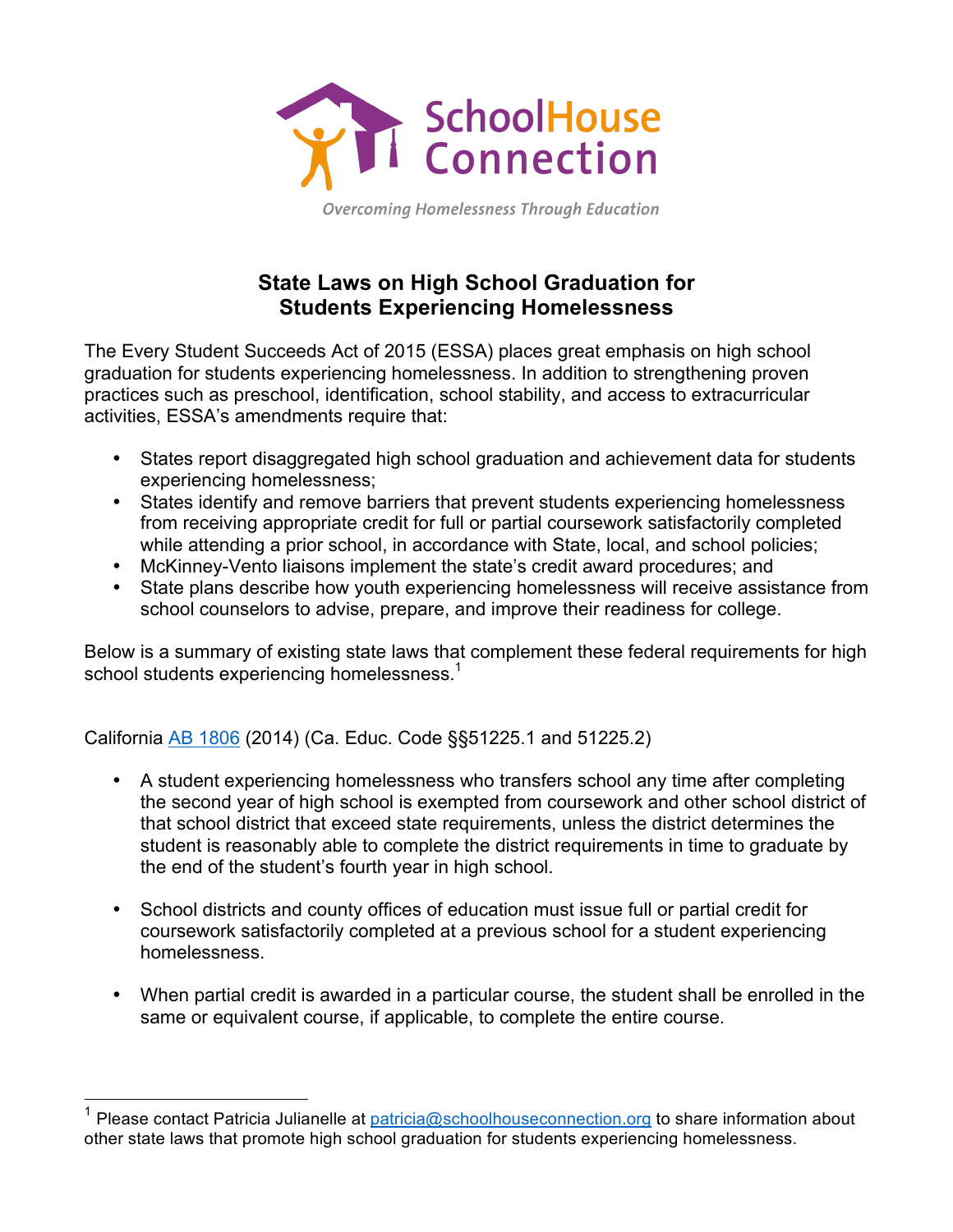SchoolHouse Connection

*Overcoming Homelessness Through Education*

## State Laws on High School Graduation for Students Experiencing Homelessness

The Every Student Succeeds Act of 2015 (ESSA) places great emphasis on high school graduation for students experiencing homelessness. In addition to strengthening proven practices such as preschool, identification, school stability, and access to extracurricular activities, ESSA's amendments require that:

- States report disaggregated high school graduation and achievement data for students experiencing homelessness;
- States identify and remove barriers that prevent students experiencing homelessness from receiving appropriate credit for full or partial coursework satisfactorily completed while attending a prior school, in accordance with State, local, and school policies;
- McKinney-Vento liaisons implement the state's credit award procedures; and
- State plans describe how youth experiencing homelessness will receive assistance from school counselors to advise, prepare, and improve their readiness for college.

Below is a summary of existing state laws that complement these federal requirements for high school students experiencing homelessness.[1]

California [AB 1806](#) (2014) (Ca. Educ. Code §§51225.1 and 51225.2)

- A student experiencing homelessness who transfers school any time after completing the second year of high school is exempted from coursework and other school district of that school district that exceed state requirements, unless the district determines the student is reasonably able to complete the district requirements in time to graduate by the end of the student's fourth year in high school.

- School districts and county offices of education must issue full or partial credit for coursework satisfactorily completed at a previous school for a student experiencing homelessness.

- When partial credit is awarded in a particular course, the student shall be enrolled in the same or equivalent course, if applicable, to complete the entire course.

[1] Please contact Patricia Julianelle at patricia@schoolhouseconnection.org to share information about other state laws that promote high school graduation for students experiencing homelessness.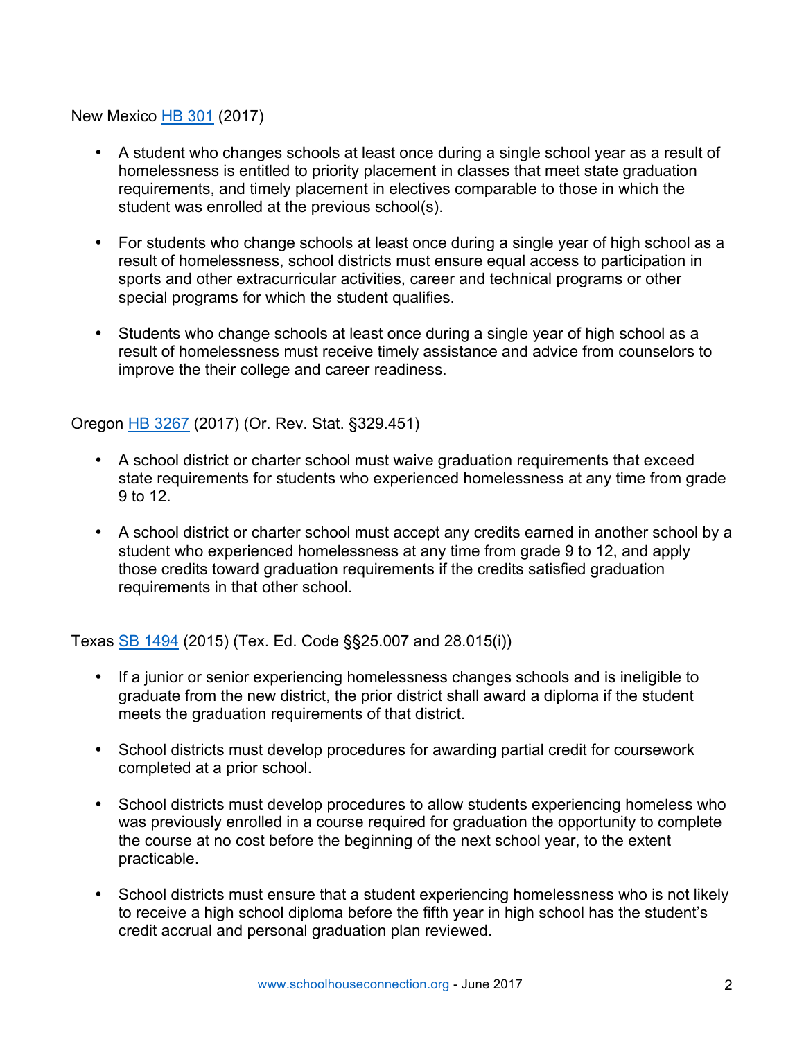New Mexico [HB 301](HB 301) (2017)

- A student who changes schools at least once during a single school year as a result of homelessness is entitled to priority placement in classes that meet state graduation requirements, and timely placement in electives comparable to those in which the student was enrolled at the previous school(s).

- For students who change schools at least once during a single year of high school as a result of homelessness, school districts must ensure equal access to participation in sports and other extracurricular activities, career and technical programs or other special programs for which the student qualifies.

- Students who change schools at least once during a single year of high school as a result of homelessness must receive timely assistance and advice from counselors to improve the their college and career readiness.

Oregon HB 3267 (2017) (Or. Rev. Stat. §329.451)

- A school district or charter school must waive graduation requirements that exceed state requirements for students who experienced homelessness at any time from grade 9 to 12.

- A school district or charter school must accept any credits earned in another school by a student who experienced homelessness at any time from grade 9 to 12, and apply those credits toward graduation requirements if the credits satisfied graduation requirements in that other school.

Texas SB 1494 (2015) (Tex. Ed. Code §§25.007 and 28.015(i))

- If a junior or senior experiencing homelessness changes schools and is ineligible to graduate from the new district, the prior district shall award a diploma if the student meets the graduation requirements of that district.

- School districts must develop procedures for awarding partial credit for coursework completed at a prior school.

- School districts must develop procedures to allow students experiencing homeless who was previously enrolled in a course required for graduation the opportunity to complete the course at no cost before the beginning of the next school year, to the extent practicable.

- School districts must ensure that a student experiencing homelessness who is not likely to receive a high school diploma before the fifth year in high school has the student's credit accrual and personal graduation plan reviewed.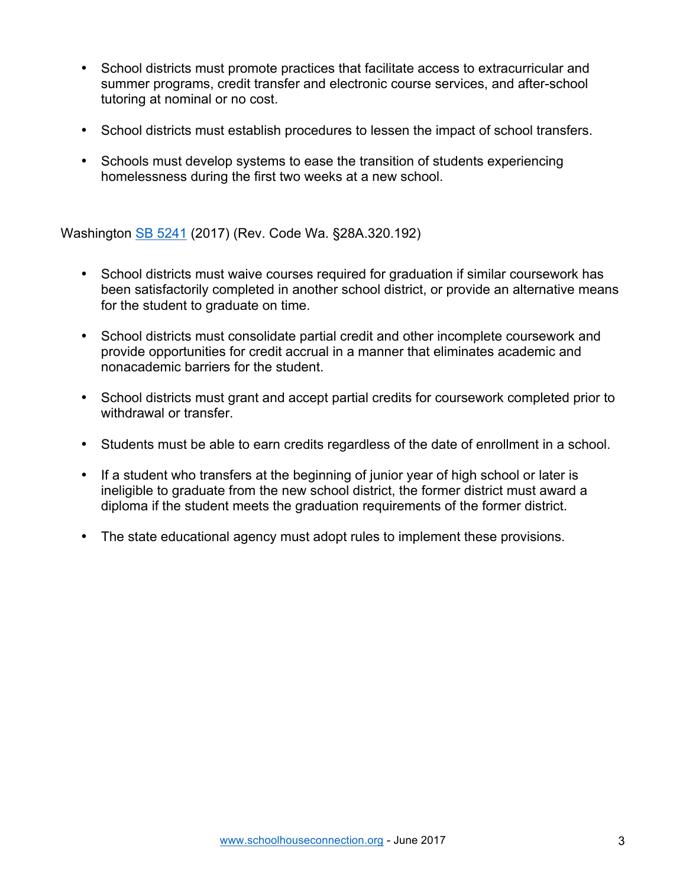- School districts must promote practices that facilitate access to extracurricular and summer programs, credit transfer and electronic course services, and after-school tutoring at nominal or no cost.

- School districts must establish procedures to lessen the impact of school transfers.

- Schools must develop systems to ease the transition of students experiencing homelessness during the first two weeks at a new school.

Washington [SB 5241](#) (2017) (Rev. Code Wa. §28A.320.192)

- School districts must waive courses required for graduation if similar coursework has been satisfactorily completed in another school district, or provide an alternative means for the student to graduate on time.

- School districts must consolidate partial credit and other incomplete coursework and provide opportunities for credit accrual in a manner that eliminates academic and nonacademic barriers for the student.

- School districts must grant and accept partial credits for coursework completed prior to withdrawal or transfer.

- Students must be able to earn credits regardless of the date of enrollment in a school.

- If a student who transfers at the beginning of junior year of high school or later is ineligible to graduate from the new school district, the former district must award a diploma if the student meets the graduation requirements of the former district.

- The state educational agency must adopt rules to implement these provisions.